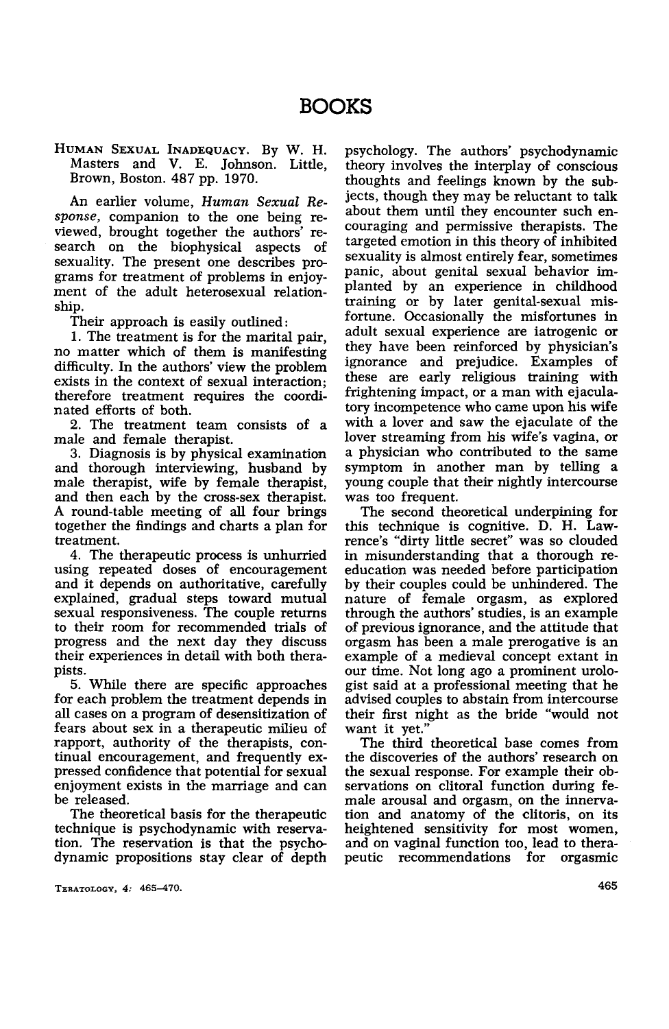# BOOKS

HUMAN SEXUAL INADEQUACY. By W. H. Masters and V. E. Johnson. Little, Brown, Boston. 487 pp. 1970.

An earlier volume, *Human Sexual Response*, companion to the one being reviewed, brought together the authors' research on the biophysical aspects of sexuality. The present one describes programs for treatment of problems in enjoyment of the adult heterosexual relationship.

Their approach is easily outlined:

1. The treatment is for the marital pair, no matter which of them is manifesting difficulty. In the authors' view the problem exists in the context of sexual interaction; therefore treatment requires the coordinated efforts of both.
2. The treatment team consists of a male and female therapist.
3. Diagnosis is by physical examination and thorough interviewing, husband by male therapist, wife by female therapist, and then each by the cross-sex therapist. A round-table meeting of all four brings together the findings and charts a plan for treatment.
4. The therapeutic process is unhurried using repeated doses of encouragement and it depends on authoritative, carefully explained, gradual steps toward mutual sexual responsiveness. The couple returns to their room for recommended trials of progress and the next day they discuss their experiences in detail with both therapists.
5. While there are specific approaches for each problem the treatment depends in all cases on a program of desensitization of fears about sex in a therapeutic milieu of rapport, authority of the therapists, continual encouragement, and frequently expressed confidence that potential for sexual enjoyment exists in the marriage and can be released.

The theoretical basis for the therapeutic technique is psychodynamic with reservation. The reservation is that the psychodynamic propositions stay clear of depth psychology. The authors' psychodynamic theory involves the interplay of conscious thoughts and feelings known by the subjects, though they may be reluctant to talk about them until they encounter such encouraging and permissive therapists. The targeted emotion in this theory of inhibited sexuality is almost entirely fear, sometimes panic, about genital sexual behavior implanted by an experience in childhood training or by later genital-sexual misfortune. Occasionally the misfortunes in adult sexual experience are iatrogenic or they have been reinforced by physician's ignorance and prejudice. Examples of these are early religious training with frightening impact, or a man with ejaculatory incompetence who came upon his wife with a lover and saw the ejaculate of the lover streaming from his wife's vagina, or a physician who contributed to the same symptom in another man by telling a young couple that their nightly intercourse was too frequent.

The second theoretical underpining for this technique is cognitive. D. H. Lawrence's "dirty little secret" was so clouded in misunderstanding that a thorough reeducation was needed before participation by their couples could be unhindered. The nature of female orgasm, as explored through the authors' studies, is an example of previous ignorance, and the attitude that orgasm has been a male prerogative is an example of a medieval concept extant in our time. Not long ago a prominent urologist said at a professional meeting that he advised couples to abstain from intercourse their first night as the bride "would not want it yet."

The third theoretical base comes from the discoveries of the authors' research on the sexual response. For example their observations on clitoral function during female arousal and orgasm, on the innervation and anatomy of the clitoris, on its heightened sensitivity for most women, and on vaginal function too, lead to therapeutic recommendations for orgasmic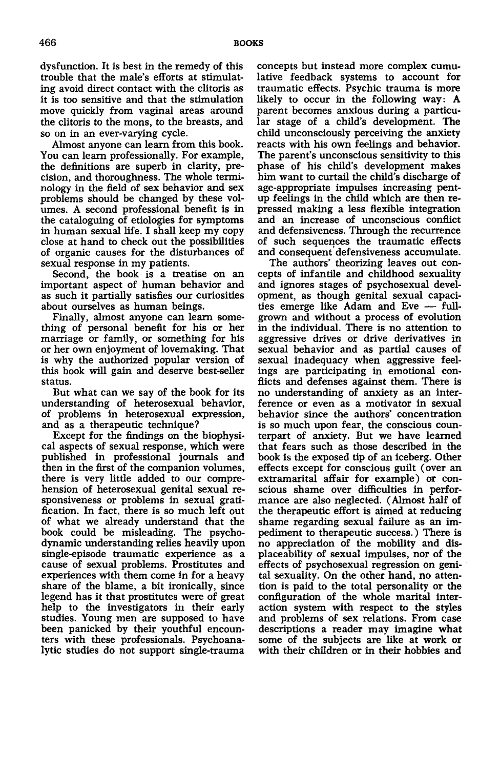dysfunction. It is best in the remedy of this trouble that the male's efforts at stimulating avoid direct contact with the clitoris as it is too sensitive and that the stimulation move quickly from vaginal areas around the clitoris to the mons, to the breasts, and so on in an ever-varying cycle.

Almost anyone can learn from this book. You can learn professionally. For example, the definitions are superb in clarity, precision, and thoroughness. The whole terminology in the field of sex behavior and sex problems should be changed by these volumes. A second professional benefit is in the cataloguing of etiologies for symptoms in human sexual life. I shall keep my copy close at hand to check out the possibilities of organic causes for the disturbances of sexual response in my patients.

Second, the book is a treatise on an important aspect of human behavior and as such it partially satisfies our curiosities about ourselves as human beings.

Finally, almost anyone can learn something of personal benefit for his or her marriage or family, or something for his or her own enjoyment of lovemaking. That is why the authorized popular version of this book will gain and deserve best-seller status.

But what can we say of the book for its understanding of heterosexual behavior, of problems in heterosexual expression, and as a therapeutic technique?

Except for the findings on the biophysical aspects of sexual response, which were published in professional journals and then in the first of the companion volumes, there is very little added to our comprehension of heterosexual genital sexual responsiveness or problems in sexual gratification. In fact, there is so much left out of what we already understand that the book could be misleading. The psychodynamic understanding relies heavily upon single-episode traumatic experience as a cause of sexual problems. Prostitutes and experiences with them come in for a heavy share of the blame, a bit ironically, since legend has it that prostitutes were of great help to the investigators in their early studies. Young men are supposed to have been panicked by their youthful encounters with these professionals. Psychoanalytic studies do not support single-trauma concepts but instead more complex cumulative feedback systems to account for traumatic effects. Psychic trauma is more likely to occur in the following way: A parent becomes anxious during a particular stage of a child's development. The child unconsciously perceiving the anxiety reacts with his own feelings and behavior. The parent's unconscious sensitivity to this phase of his child's development makes him want to curtail the child's discharge of age-appropriate impulses increasing pent-up feelings in the child which are then repressed making a less flexible integration and an increase of unconscious conflict and defensiveness. Through the recurrence of such sequences the traumatic effects and consequent defensiveness accumulate.

The authors' theorizing leaves out concepts of infantile and childhood sexuality and ignores stages of psychosexual development, as though genital sexual capacities emerge like Adam and Eve — full-grown and without a process of evolution in the individual. There is no attention to aggressive drives or drive derivatives in sexual behavior and as partial causes of sexual inadequacy when aggressive feelings are participating in emotional conflicts and defenses against them. There is no understanding of anxiety as an interference or even as a motivator in sexual behavior since the authors' concentration is so much upon fear, the conscious counterpart of anxiety. But we have learned that fears such as those described in the book is the exposed tip of an iceberg. Other effects except for conscious guilt (over an extramarital affair for example) or conscious shame over difficulties in performance are also neglected. (Almost half of the therapeutic effort is aimed at reducing shame regarding sexual failure as an impediment to therapeutic success.) There is no appreciation of the mobility and displaceability of sexual impulses, nor of the effects of psychosexual regression on genital sexuality. On the other hand, no attention is paid to the total personality or the configuration of the whole marital interaction system with respect to the styles and problems of sex relations. From case descriptions a reader may imagine what some of the subjects are like at work or with their children or in their hobbies and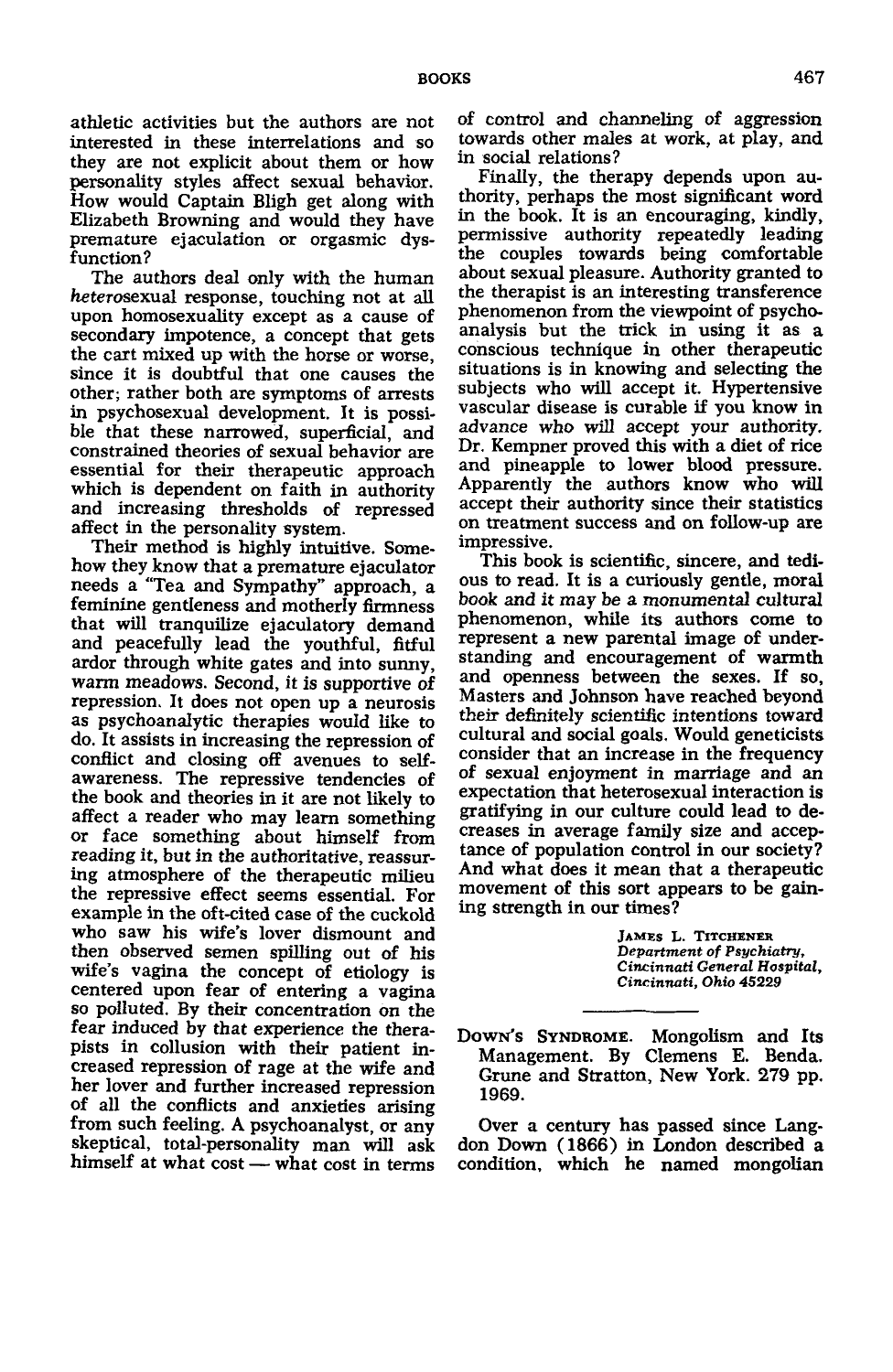athletic activities but the authors are not interested in these interrelations and so they are not explicit about them or how personality styles affect sexual behavior. How would Captain Bligh get along with Elizabeth Browning and would they have premature ejaculation or orgasmic dysfunction?

The authors deal only with the human *hetero*sexual response, touching not at all upon homosexuality except as a cause of secondary impotence, a concept that gets the cart mixed up with the horse or worse, since it is doubtful that one causes the other; rather both are symptoms of arrests in psychosexual development. It is possible that these narrowed, superficial, and constrained theories of sexual behavior are essential for their therapeutic approach which is dependent on faith in authority and increasing thresholds of repressed affect in the personality system.

Their method is highly intuitive. Somehow they know that a premature ejaculator needs a "Tea and Sympathy" approach, a feminine gentleness and motherly firmness that will tranquilize ejaculatory demand and peacefully lead the youthful, fitful ardor through white gates and into sunny, warm meadows. Second, it is supportive of repression. It does not open up a neurosis as psychoanalytic therapies would like to do. It assists in increasing the repression of conflict and closing off avenues to self-awareness. The repressive tendencies of the book and theories in it are not likely to affect a reader who may learn something or face something about himself from reading it, but in the authoritative, reassuring atmosphere of the therapeutic milieu the repressive effect seems essential. For example in the oft-cited case of the cuckold who saw his wife's lover dismount and then observed semen spilling out of his wife's vagina the concept of etiology is centered upon fear of entering a vagina so polluted. By their concentration on the fear induced by that experience the therapists in collusion with their patient increased repression of rage at the wife and her lover and further increased repression of all the conflicts and anxieties arising from such feeling. A psychoanalyst, or any skeptical, total-personality man will ask himself at what cost — what cost in terms of control and channeling of aggression towards other males at work, at play, and in social relations?

Finally, the therapy depends upon authority, perhaps the most significant word in the book. It is an encouraging, kindly, permissive authority repeatedly leading the couples towards being comfortable about sexual pleasure. Authority granted to the therapist is an interesting transference phenomenon from the viewpoint of psychoanalysis but the trick in using it as a conscious technique in other therapeutic situations is in knowing and selecting the subjects who will accept it. Hypertensive vascular disease is curable if you know in advance who will accept your authority. Dr. Kempner proved this with a diet of rice and pineapple to lower blood pressure. Apparently the authors know who will accept their authority since their statistics on treatment success and on follow-up are impressive.

This book is scientific, sincere, and tedious to read. It is a curiously gentle, moral book and it may be a monumental cultural phenomenon, while its authors come to represent a new parental image of understanding and encouragement of warmth and openness between the sexes. If so, Masters and Johnson have reached beyond their definitely scientific intentions toward cultural and social goals. Would geneticists consider that an increase in the frequency of sexual enjoyment in marriage and an expectation that heterosexual interaction is gratifying in our culture could lead to decreases in average family size and acceptance of population control in our society? And what does it mean that a therapeutic movement of this sort appears to be gaining strength in our times?

James L. Titchener
*Department of Psychiatry,*
*Cincinnati General Hospital,*
*Cincinnati, Ohio 45229*

---

Down's Syndrome. Mongolism and Its Management. By Clemens E. Benda. Grune and Stratton, New York. 279 pp. 1969.

Over a century has passed since Langdon Down (1866) in London described a condition, which he named mongolian